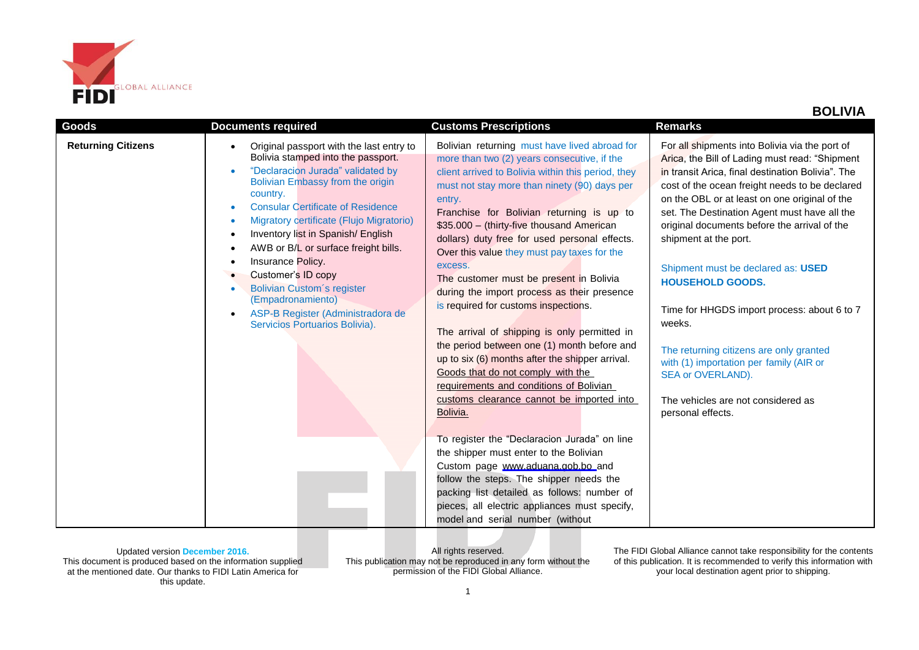# BOLIVIA

| Goods | Documents required | Customs Prescriptions | Remarks |
|---|---|---|---|
| **Returning Citizens** | • Original passport with the last entry to Bolivia stamped into the passport.<br>• "Declaracion Jurada" validated by Bolivian Embassy from the origin country.<br>• Consular Certificate of Residence<br>• Migratory certificate (Flujo Migratorio)<br>• Inventory list in Spanish/ English<br>• AWB or B/L or surface freight bills.<br>• Insurance Policy.<br>• Customer's ID copy<br>• Bolivian Custom´s register (Empadronamiento)<br>• ASP-B Register (Administradora de Servicios Portuarios Bolivia). | Bolivian returning must have lived abroad for more than two (2) years consecutive, if the client arrived to Bolivia within this period, they must not stay more than ninety (90) days per entry.<br>Franchise for Bolivian returning is up to $35.000 – (thirty-five thousand American dollars) duty free for used personal effects. Over this value they must pay taxes for the excess.<br>The customer must be present in Bolivia during the import process as their presence is required for customs inspections.<br><br>The arrival of shipping is only permitted in the period between one (1) month before and up to six (6) months after the shipper arrival. Goods that do not comply with the requirements and conditions of Bolivian customs clearance cannot be imported into Bolivia.<br><br>To register the "Declaracion Jurada" on line the shipper must enter to the Bolivian Custom page www.aduana.gob.bo and follow the steps. The shipper needs the packing list detailed as follows: number of pieces, all electric appliances must specify, model and serial number (without | For all shipments into Bolivia via the port of Arica, the Bill of Lading must read: "Shipment in transit Arica, final destination Bolivia". The cost of the ocean freight needs to be declared on the OBL or at least on one original of the set. The Destination Agent must have all the original documents before the arrival of the shipment at the port.<br><br>Shipment must be declared as: **USED HOUSEHOLD GOODS.**<br><br>Time for HHGDS import process: about 6 to 7 weeks.<br><br>The returning citizens are only granted with (1) importation per family (AIR or SEA or OVERLAND).<br><br>The vehicles are not considered as personal effects. |

Updated version December 2016.
This document is produced based on the information supplied at the mentioned date. Our thanks to FIDI Latin America for this update.

All rights reserved.
This publication may not be reproduced in any form without the permission of the FIDI Global Alliance.

The FIDI Global Alliance cannot take responsibility for the contents of this publication. It is recommended to verify this information with your local destination agent prior to shipping.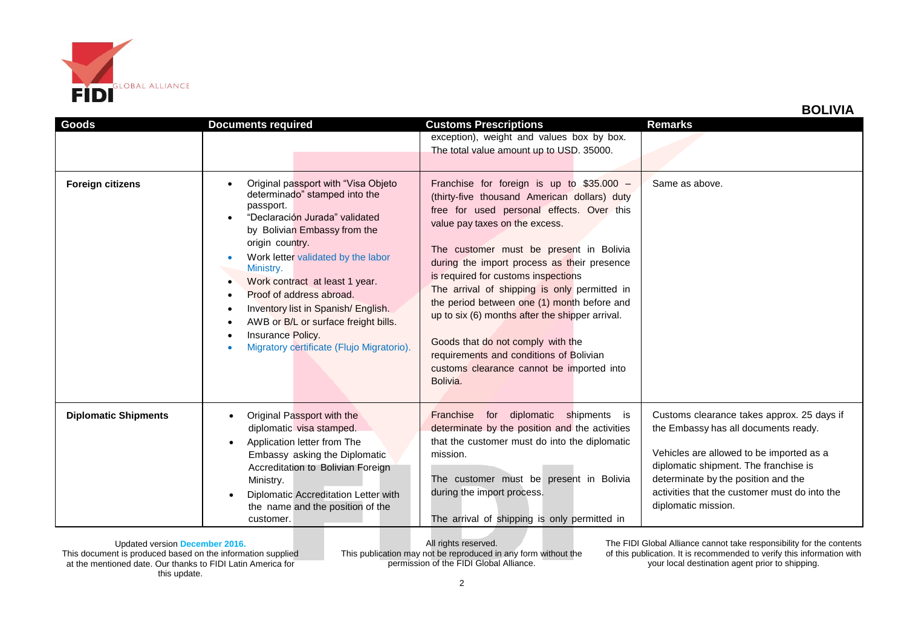## BOLIVIA

| Goods | Documents required | Customs Prescriptions | Remarks |
| --- | --- | --- | --- |
| | | exception), weight and values box by box. The total value amount up to USD. 35000. | |
| **Foreign citizens** | • Original passport with "Visa Objeto determinado" stamped into the passport.<br>• "Declaración Jurada" validated by Bolivian Embassy from the origin country.<br>• Work letter validated by the labor Ministry.<br>• Work contract at least 1 year.<br>• Proof of address abroad.<br>• Inventory list in Spanish/ English.<br>• AWB or B/L or surface freight bills.<br>• Insurance Policy.<br>• Migratory certificate (Flujo Migratorio). | Franchise for foreign is up to $35.000 – (thirty-five thousand American dollars) duty free for used personal effects. Over this value pay taxes on the excess.<br><br>The customer must be present in Bolivia during the import process as their presence is required for customs inspections<br>The arrival of shipping is only permitted in the period between one (1) month before and up to six (6) months after the shipper arrival.<br><br>Goods that do not comply with the requirements and conditions of Bolivian customs clearance cannot be imported into Bolivia. | Same as above. |
| **Diplomatic Shipments** | • Original Passport with the diplomatic visa stamped.<br>• Application letter from The Embassy asking the Diplomatic Accreditation to Bolivian Foreign Ministry.<br>• Diplomatic Accreditation Letter with the name and the position of the customer. | Franchise for diplomatic shipments is determinate by the position and the activities that the customer must do into the diplomatic mission.<br><br>The customer must be present in Bolivia during the import process.<br><br>The arrival of shipping is only permitted in | Customs clearance takes approx. 25 days if the Embassy has all documents ready.<br><br>Vehicles are allowed to be imported as a diplomatic shipment. The franchise is determinate by the position and the activities that the customer must do into the diplomatic mission. |

Updated version December 2016.
This document is produced based on the information supplied at the mentioned date. Our thanks to FIDI Latin America for this update.

All rights reserved.
This publication may not be reproduced in any form without the permission of the FIDI Global Alliance.

The FIDI Global Alliance cannot take responsibility for the contents of this publication. It is recommended to verify this information with your local destination agent prior to shipping.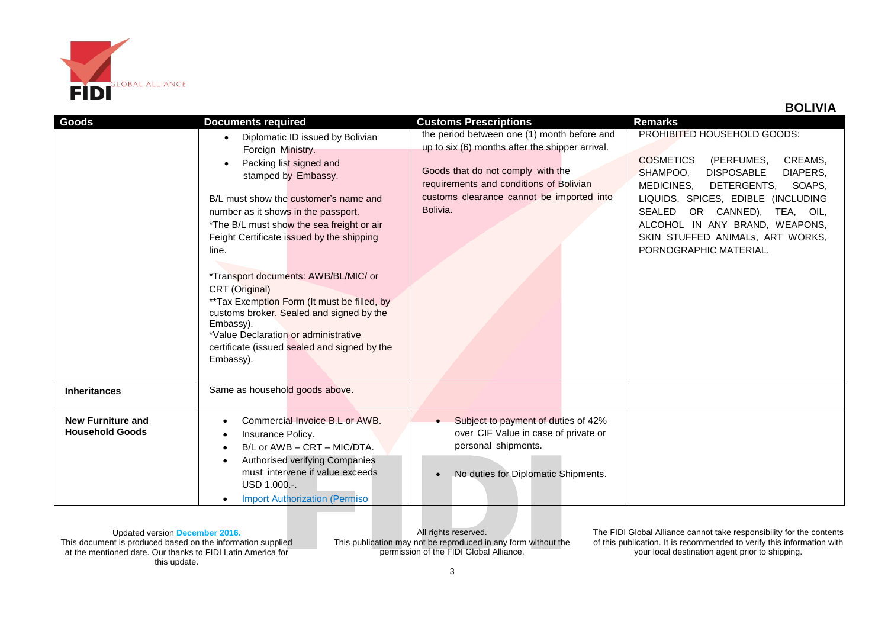## BOLIVIA

| Goods | Documents required | Customs Prescriptions | Remarks |
|---|---|---|---|
| | • Diplomatic ID issued by Bolivian Foreign Ministry.<br>• Packing list signed and stamped by Embassy.<br><br>B/L must show the customer's name and number as it shows in the passport.<br>*The B/L must show the sea freight or air Feight Certificate issued by the shipping line.<br><br>*Transport documents: AWB/BL/MIC/ or CRT (Original)<br>**Tax Exemption Form (It must be filled, by customs broker. Sealed and signed by the Embassy).<br>*Value Declaration or administrative certificate (issued sealed and signed by the Embassy). | the period between one (1) month before and up to six (6) months after the shipper arrival.<br><br>Goods that do not comply with the requirements and conditions of Bolivian customs clearance cannot be imported into Bolivia. | PROHIBITED HOUSEHOLD GOODS:<br><br>COSMETICS (PERFUMES, CREAMS, SHAMPOO, DISPOSABLE DIAPERS, MEDICINES, DETERGENTS, SOAPS, LIQUIDS, SPICES, EDIBLE (INCLUDING SEALED OR CANNED), TEA, OIL, ALCOHOL IN ANY BRAND, WEAPONS, SKIN STUFFED ANIMALs, ART WORKS, PORNOGRAPHIC MATERIAL. |
| **Inheritances** | Same as household goods above. | | |
| **New Furniture and Household Goods** | • Commercial Invoice B.L or AWB.<br>• Insurance Policy.<br>• B/L or AWB – CRT – MIC/DTA.<br>• Authorised verifying Companies must intervene if value exceeds USD 1.000.-.<br>• Import Authorization (Permiso | • Subject to payment of duties of 42% over CIF Value in case of private or personal shipments.<br><br>• No duties for Diplomatic Shipments. | |

Updated version December 2016.
This document is produced based on the information supplied at the mentioned date. Our thanks to FIDI Latin America for this update.

All rights reserved.
This publication may not be reproduced in any form without the permission of the FIDI Global Alliance.

The FIDI Global Alliance cannot take responsibility for the contents of this publication. It is recommended to verify this information with your local destination agent prior to shipping.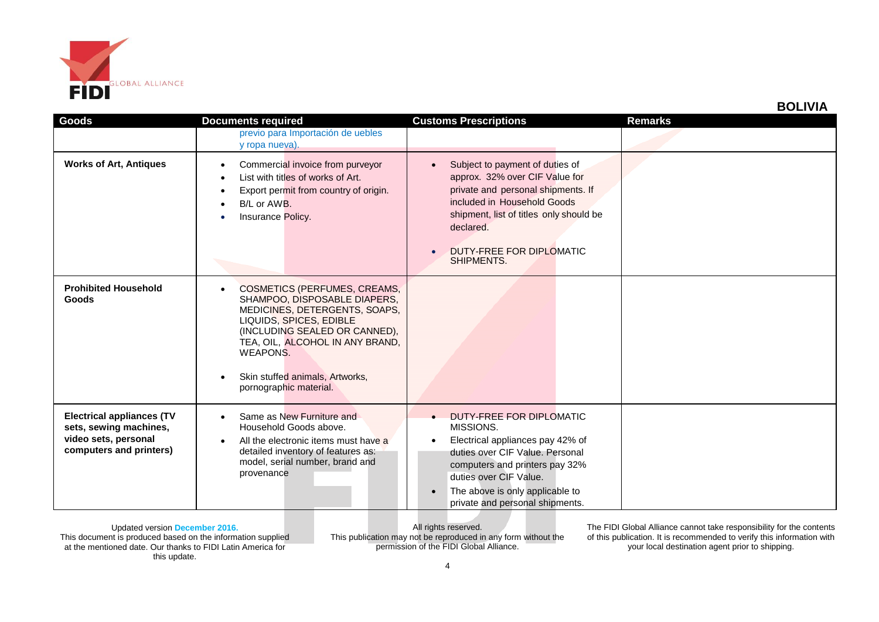## BOLIVIA

| Goods | Documents required | Customs Prescriptions | Remarks |
|---|---|---|---|
| | previo para Importación de uebles y ropa nueva). | | |
| **Works of Art, Antiques** | • Commercial invoice from purveyor<br>• List with titles of works of Art.<br>• Export permit from country of origin.<br>• B/L or AWB.<br>• Insurance Policy. | • Subject to payment of duties of approx. 32% over CIF Value for private and personal shipments. If included in Household Goods shipment, list of titles only should be declared.<br>• DUTY-FREE FOR DIPLOMATIC SHIPMENTS. | |
| **Prohibited Household Goods** | • COSMETICS (PERFUMES, CREAMS, SHAMPOO, DISPOSABLE DIAPERS, MEDICINES, DETERGENTS, SOAPS, LIQUIDS, SPICES, EDIBLE (INCLUDING SEALED OR CANNED), TEA, OIL, ALCOHOL IN ANY BRAND, WEAPONS.<br>• Skin stuffed animals, Artworks, pornographic material. | | |
| **Electrical appliances (TV sets, sewing machines, video sets, personal computers and printers)** | • Same as New Furniture and Household Goods above.<br>• All the electronic items must have a detailed inventory of features as: model, serial number, brand and provenance | • DUTY-FREE FOR DIPLOMATIC MISSIONS.<br>• Electrical appliances pay 42% of duties over CIF Value. Personal computers and printers pay 32% duties over CIF Value.<br>• The above is only applicable to private and personal shipments. | |

Updated version December 2016.
This document is produced based on the information supplied at the mentioned date. Our thanks to FIDI Latin America for this update.

All rights reserved.
This publication may not be reproduced in any form without the permission of the FIDI Global Alliance.

The FIDI Global Alliance cannot take responsibility for the contents of this publication. It is recommended to verify this information with your local destination agent prior to shipping.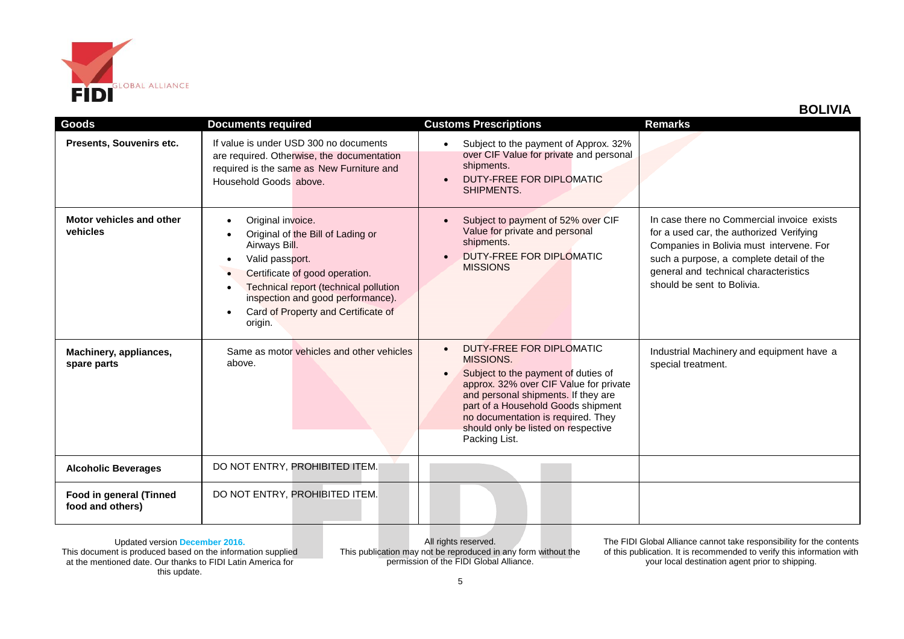## BOLIVIA

| Goods | Documents required | Customs Prescriptions | Remarks |
|---|---|---|---|
| **Presents, Souvenirs etc.** | If value is under USD 300 no documents are required. Otherwise, the documentation required is the same as New Furniture and Household Goods above. | • Subject to the payment of Approx. 32% over CIF Value for private and personal shipments.<br>• DUTY-FREE FOR DIPLOMATIC SHIPMENTS. | |
| **Motor vehicles and other vehicles** | • Original invoice.<br>• Original of the Bill of Lading or Airways Bill.<br>• Valid passport.<br>• Certificate of good operation.<br>• Technical report (technical pollution inspection and good performance).<br>• Card of Property and Certificate of origin. | • Subject to payment of 52% over CIF Value for private and personal shipments.<br>• DUTY-FREE FOR DIPLOMATIC MISSIONS | In case there no Commercial invoice exists for a used car, the authorized Verifying Companies in Bolivia must intervene. For such a purpose, a complete detail of the general and technical characteristics should be sent to Bolivia. |
| **Machinery, appliances, spare parts** | Same as motor vehicles and other vehicles above. | • DUTY-FREE FOR DIPLOMATIC MISSIONS.<br>• Subject to the payment of duties of approx. 32% over CIF Value for private and personal shipments. If they are part of a Household Goods shipment no documentation is required. They should only be listed on respective Packing List. | Industrial Machinery and equipment have a special treatment. |
| **Alcoholic Beverages** | DO NOT ENTRY, PROHIBITED ITEM. | | |
| **Food in general (Tinned food and others)** | DO NOT ENTRY, PROHIBITED ITEM. | | |

Updated version December 2016.
This document is produced based on the information supplied at the mentioned date. Our thanks to FIDI Latin America for this update.

All rights reserved.
This publication may not be reproduced in any form without the permission of the FIDI Global Alliance.

The FIDI Global Alliance cannot take responsibility for the contents of this publication. It is recommended to verify this information with your local destination agent prior to shipping.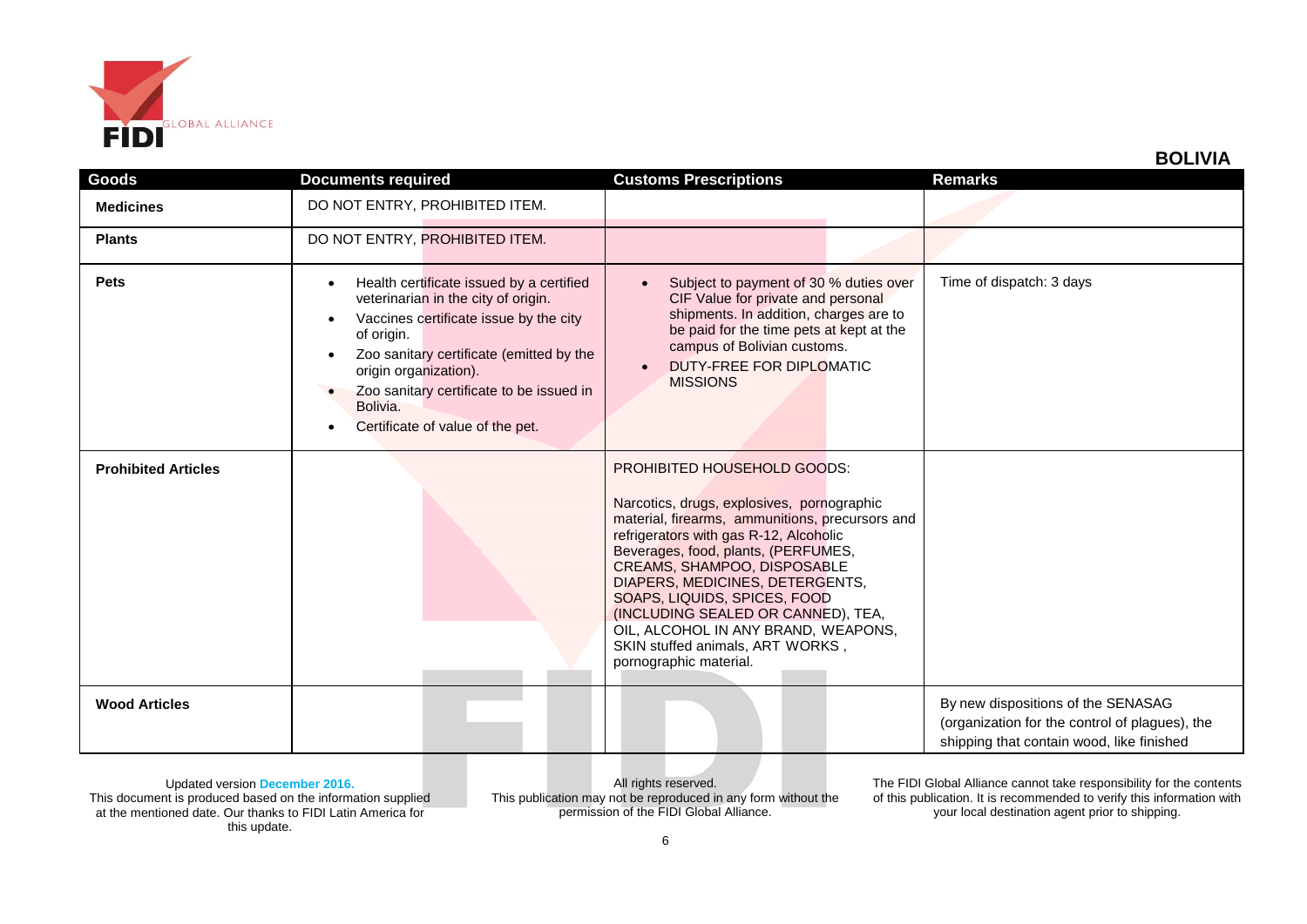# BOLIVIA

| Goods | Documents required | Customs Prescriptions | Remarks |
|---|---|---|---|
| **Medicines** | DO NOT ENTRY, PROHIBITED ITEM. | | |
| **Plants** | DO NOT ENTRY, PROHIBITED ITEM. | | |
| **Pets** | • Health certificate issued by a certified veterinarian in the city of origin.<br>• Vaccines certificate issue by the city of origin.<br>• Zoo sanitary certificate (emitted by the origin organization).<br>• Zoo sanitary certificate to be issued in Bolivia.<br>• Certificate of value of the pet. | • Subject to payment of 30 % duties over CIF Value for private and personal shipments. In addition, charges are to be paid for the time pets at kept at the campus of Bolivian customs.<br>• DUTY-FREE FOR DIPLOMATIC MISSIONS | Time of dispatch: 3 days |
| **Prohibited Articles** | | PROHIBITED HOUSEHOLD GOODS:<br><br>Narcotics, drugs, explosives, pornographic material, firearms, ammunitions, precursors and refrigerators with gas R-12, Alcoholic Beverages, food, plants, (PERFUMES, CREAMS, SHAMPOO, DISPOSABLE DIAPERS, MEDICINES, DETERGENTS, SOAPS, LIQUIDS, SPICES, FOOD (INCLUDING SEALED OR CANNED), TEA, OIL, ALCOHOL IN ANY BRAND, WEAPONS, SKIN stuffed animals, ART WORKS , pornographic material. | |
| **Wood Articles** | | | By new dispositions of the SENASAG (organization for the control of plagues), the shipping that contain wood, like finished |

Updated version **December 2016.**
This document is produced based on the information supplied at the mentioned date. Our thanks to FIDI Latin America for this update.

All rights reserved.
This publication may not be reproduced in any form without the permission of the FIDI Global Alliance.

The FIDI Global Alliance cannot take responsibility for the contents of this publication. It is recommended to verify this information with your local destination agent prior to shipping.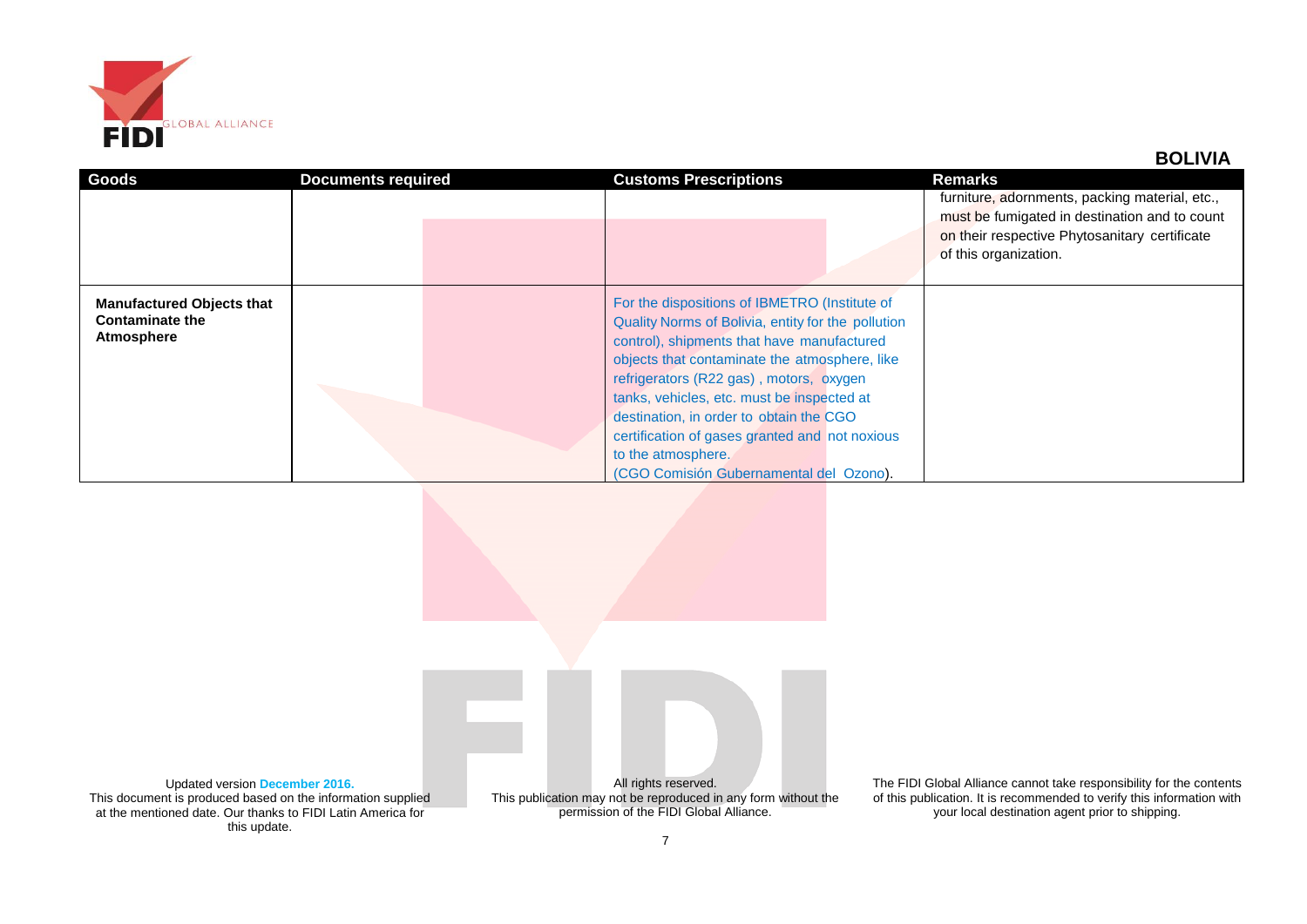## BOLIVIA

| Goods | Documents required | Customs Prescriptions | Remarks |
| --- | --- | --- | --- |
| | | | furniture, adornments, packing material, etc., must be fumigated in destination and to count on their respective Phytosanitary certificate of this organization. |
| **Manufactured Objects that Contaminate the Atmosphere** | | For the dispositions of IBMETRO (Institute of Quality Norms of Bolivia, entity for the pollution control), shipments that have manufactured objects that contaminate the atmosphere, like refrigerators (R22 gas) , motors, oxygen tanks, vehicles, etc. must be inspected at destination, in order to obtain the CGO certification of gases granted and not noxious to the atmosphere. (CGO Comisión Gubernamental del Ozono). | |

Updated version December 2016.
This document is produced based on the information supplied at the mentioned date. Our thanks to FIDI Latin America for this update.

All rights reserved.
This publication may not be reproduced in any form without the permission of the FIDI Global Alliance.

The FIDI Global Alliance cannot take responsibility for the contents of this publication. It is recommended to verify this information with your local destination agent prior to shipping.